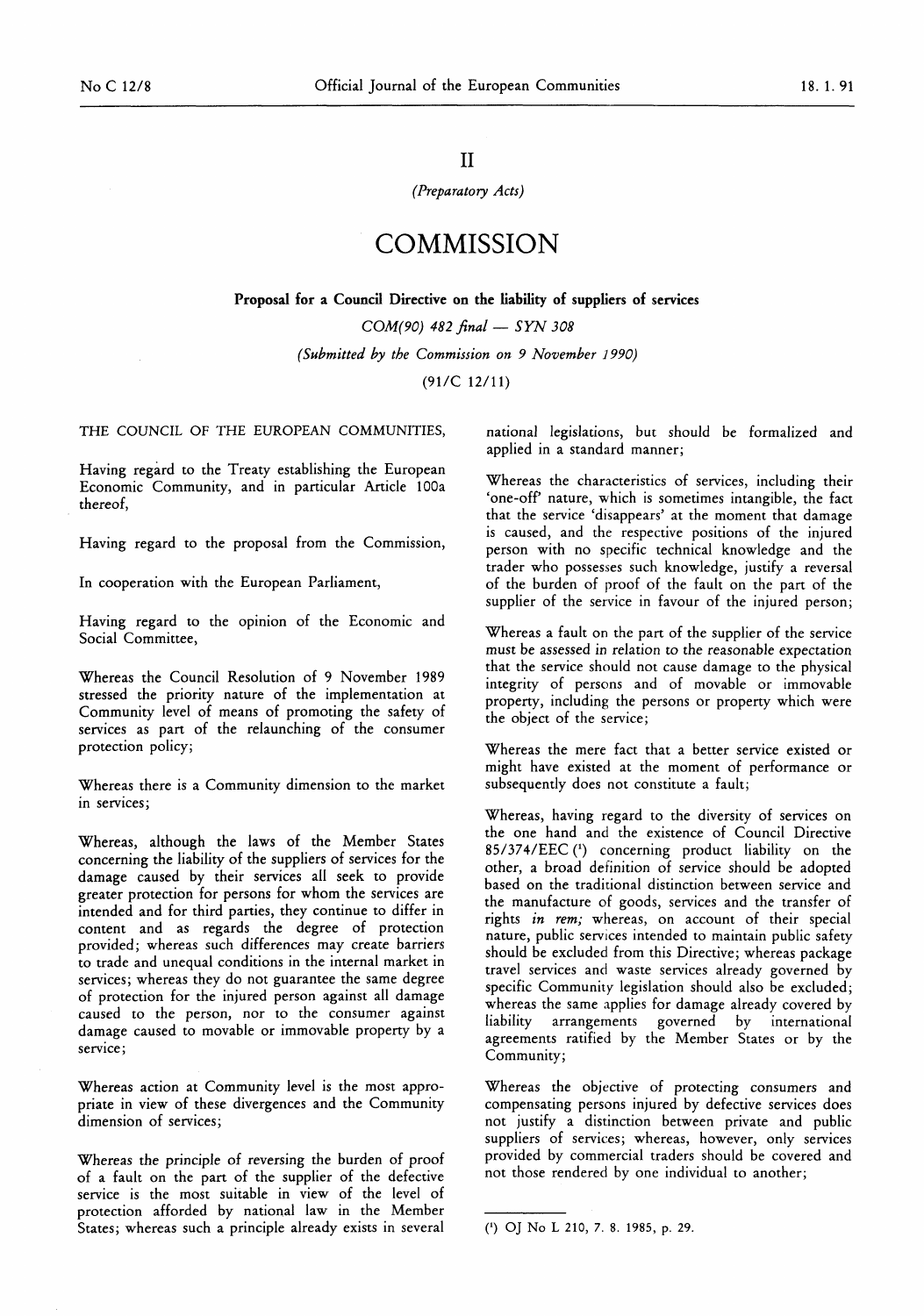# II

*(Preparatory Acts)*

# COMMISSION

## Proposal for a Council Directive on the liability of suppliers of services

*COM(90) 482 final — SYN 308*

*(Submitted by the Commission on 9 November 1990)*

(91/C 12/11)

THE COUNCIL OF THE EUROPEAN COMMUNITIES,

Having regard to the Treaty establishing the European Economic Community, and in particular Article 100a thereof,

Having regard to the proposal from the Commission,

In cooperation with the European Parliament,

Having regard to the opinion of the Economic and Social Committee,

Whereas the Council Resolution of 9 November 1989 stressed the priority nature of the implementation at Community level of means of promoting the safety of services as part of the relaunching of the consumer protection policy;

Whereas there is a Community dimension to the market in services;

Whereas, although the laws of the Member States concerning the liability of the suppliers of services for the damage caused by their services all seek to provide greater protection for persons for whom the services are intended and for third parties, they continue to differ in content and as regards the degree of protection provided; whereas such differences may create barriers to trade and unequal conditions in the internal market in services; whereas they do not guarantee the same degree of protection for the injured person against all damage caused to the person, nor to the consumer against damage caused to movable or immovable property by a service;

Whereas action at Community level is the most appropriate in view of these divergences and the Community dimension of services;

Whereas the principle of reversing the burden of proof of a fault on the part of the supplier of the defective service is the most suitable in view of the level of protection afforded by national law in the Member States; whereas such a principle already exists in several national legislations, but should be formalized and applied in a standard manner;

Whereas the characteristics of services, including their 'one-off' nature, which is sometimes intangible, the fact that the service 'disappears' at the moment that damage is caused, and the respective positions of the injured person with no specific technical knowledge and the trader who possesses such knowledge, justify a reversal of the burden of proof of the fault on the part of the supplier of the service in favour of the injured person;

Whereas a fault on the part of the supplier of the service must be assessed in relation to the reasonable expectation that the service should not cause damage to the physical integrity of persons and of movable or immovable property, including the persons or property which were the object of the service;

Whereas the mere fact that a better service existed or might have existed at the moment of performance or subsequently does not constitute a fault;

Whereas, having regard to the diversity of services on the one hand and the existence of Council Directive 85/374/EEC [1] concerning product liability on the other, a broad definition of service should be adopted based on the traditional distinction between service and the manufacture of goods, services and the transfer of rights *in rem;* whereas, on account of their special nature, public services intended to maintain public safety should be excluded from this Directive; whereas package travel services and waste services already governed by specific Community legislation should also be excluded; whereas the same applies for damage already covered by liability arrangements governed by international agreements ratified by the Member States or by the Community;

Whereas the objective of protecting consumers and compensating persons injured by defective services does not justify a distinction between private and public suppliers of services; whereas, however, only services provided by commercial traders should be covered and not those rendered by one individual to another;

---

[1] OJ No L 210, 7. 8. 1985, p. 29.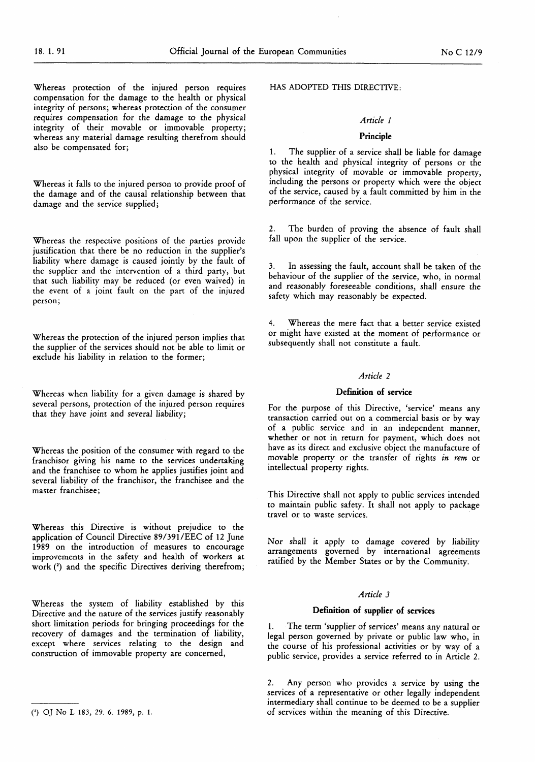Whereas protection of the injured person requires compensation for the damage to the health or physical integrity of persons; whereas protection of the consumer requires compensation for the damage to the physical integrity of their movable or immovable property; whereas any material damage resulting therefrom should also be compensated for;

Whereas it falls to the injured person to provide proof of the damage and of the causal relationship between that damage and the service supplied;

Whereas the respective positions of the parties provide justification that there be no reduction in the supplier's liability where damage is caused jointly by the fault of the supplier and the intervention of a third party, but that such liability may be reduced (or even waived) in the event of a joint fault on the part of the injured person;

Whereas the protection of the injured person implies that the supplier of the services should not be able to limit or exclude his liability in relation to the former;

Whereas when liability for a given damage is shared by several persons, protection of the injured person requires that they have joint and several liability;

Whereas the position of the consumer with regard to the franchisor giving his name to the services undertaking and the franchisee to whom he applies justifies joint and several liability of the franchisor, the franchisee and the master franchisee;

Whereas this Directive is without prejudice to the application of Council Directive 89/391/EEC of 12 June 1989 on the introduction of measures to encourage improvements in the safety and health of workers at work [1] and the specific Directives deriving therefrom;

Whereas the system of liability established by this Directive and the nature of the services justify reasonably short limitation periods for bringing proceedings for the recovery of damages and the termination of liability, except where services relating to the design and construction of immovable property are concerned,

HAS ADOPTED THIS DIRECTIVE:

## *Article 1*

### Principle

1. The supplier of a service shall be liable for damage to the health and physical integrity of persons or the physical integrity of movable or immovable property, including the persons or property which were the object of the service, caused by a fault committed by him in the performance of the service.

2. The burden of proving the absence of fault shall fall upon the supplier of the service.

3. In assessing the fault, account shall be taken of the behaviour of the supplier of the service, who, in normal and reasonably foreseeable conditions, shall ensure the safety which may reasonably be expected.

4. Whereas the mere fact that a better service existed or might have existed at the moment of performance or subsequently shall not constitute a fault.

## *Article 2*

### Definition of service

For the purpose of this Directive, 'service' means any transaction carried out on a commercial basis or by way of a public service and in an independent manner, whether or not in return for payment, which does not have as its direct and exclusive object the manufacture of movable property or the transfer of rights *in rem* or intellectual property rights.

This Directive shall not apply to public services intended to maintain public safety. It shall not apply to package travel or to waste services.

Nor shall it apply to damage covered by liability arrangements governed by international agreements ratified by the Member States or by the Community.

## *Article 3*

### Definition of supplier of services

1. The term 'supplier of services' means any natural or legal person governed by private or public law who, in the course of his professional activities or by way of a public service, provides a service referred to in Article 2.

2. Any person who provides a service by using the services of a representative or other legally independent intermediary shall continue to be deemed to be a supplier of services within the meaning of this Directive.

---

[1] OJ No L 183, 29. 6. 1989, p. 1.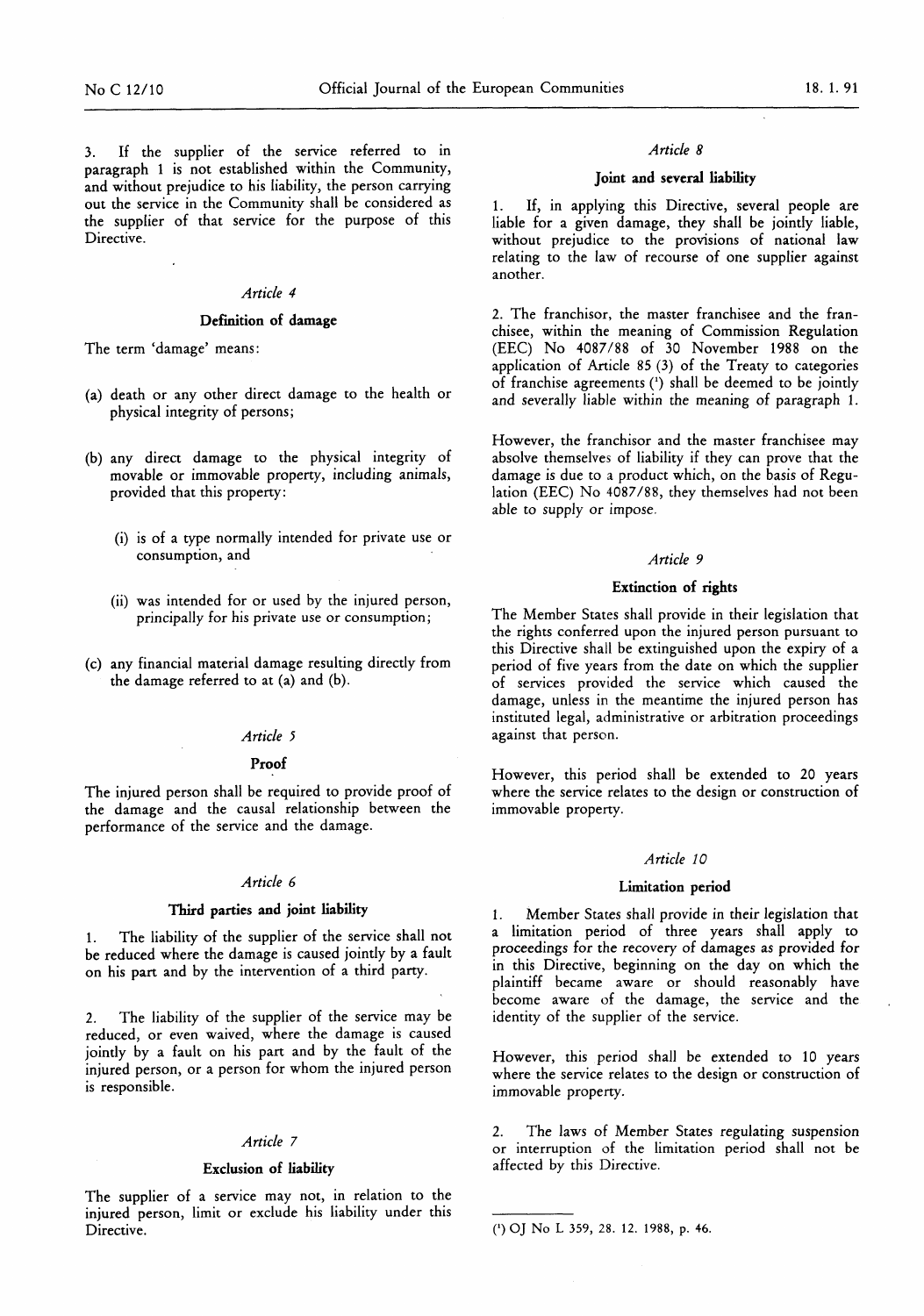3. If the supplier of the service referred to in paragraph 1 is not established within the Community, and without prejudice to his liability, the person carrying out the service in the Community shall be considered as the supplier of that service for the purpose of this Directive.

*Article 4*

**Definition of damage**

The term 'damage' means:

(a) death or any other direct damage to the health or physical integrity of persons;

(b) any direct damage to the physical integrity of movable or immovable property, including animals, provided that this property:

   (i) is of a type normally intended for private use or consumption, and

   (ii) was intended for or used by the injured person, principally for his private use or consumption;

(c) any financial material damage resulting directly from the damage referred to at (a) and (b).

*Article 5*

**Proof**

The injured person shall be required to provide proof of the damage and the causal relationship between the performance of the service and the damage.

*Article 6*

**Third parties and joint liability**

1. The liability of the supplier of the service shall not be reduced where the damage is caused jointly by a fault on his part and by the intervention of a third party.

2. The liability of the supplier of the service may be reduced, or even waived, where the damage is caused jointly by a fault on his part and by the fault of the injured person, or a person for whom the injured person is responsible.

*Article 7*

**Exclusion of liability**

The supplier of a service may not, in relation to the injured person, limit or exclude his liability under this Directive.

*Article 8*

**Joint and several liability**

1. If, in applying this Directive, several people are liable for a given damage, they shall be jointly liable, without prejudice to the provisions of national law relating to the law of recourse of one supplier against another.

2. The franchisor, the master franchisee and the franchisee, within the meaning of Commission Regulation (EEC) No 4087/88 of 30 November 1988 on the application of Article 85 (3) of the Treaty to categories of franchise agreements [1] shall be deemed to be jointly and severally liable within the meaning of paragraph 1.

However, the franchisor and the master franchisee may absolve themselves of liability if they can prove that the damage is due to a product which, on the basis of Regulation (EEC) No 4087/88, they themselves had not been able to supply or impose.

*Article 9*

**Extinction of rights**

The Member States shall provide in their legislation that the rights conferred upon the injured person pursuant to this Directive shall be extinguished upon the expiry of a period of five years from the date on which the supplier of services provided the service which caused the damage, unless in the meantime the injured person has instituted legal, administrative or arbitration proceedings against that person.

However, this period shall be extended to 20 years where the service relates to the design or construction of immovable property.

*Article 10*

**Limitation period**

1. Member States shall provide in their legislation that a limitation period of three years shall apply to proceedings for the recovery of damages as provided for in this Directive, beginning on the day on which the plaintiff became aware or should reasonably have become aware of the damage, the service and the identity of the supplier of the service.

However, this period shall be extended to 10 years where the service relates to the design or construction of immovable property.

2. The laws of Member States regulating suspension or interruption of the limitation period shall not be affected by this Directive.

---

[1] OJ No L 359, 28. 12. 1988, p. 46.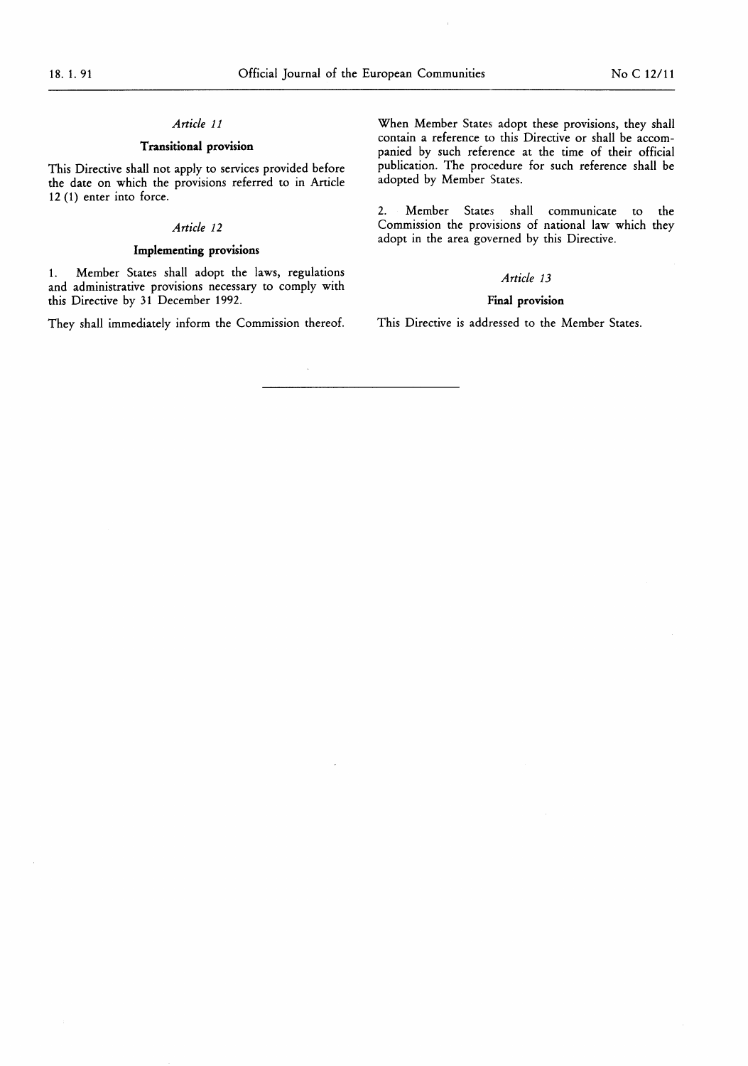*Article 11*

**Transitional provision**

This Directive shall not apply to services provided before the date on which the provisions referred to in Article 12 (1) enter into force.

*Article 12*

**Implementing provisions**

1. Member States shall adopt the laws, regulations and administrative provisions necessary to comply with this Directive by 31 December 1992.

They shall immediately inform the Commission thereof.

When Member States adopt these provisions, they shall contain a reference to this Directive or shall be accompanied by such reference at the time of their official publication. The procedure for such reference shall be adopted by Member States.

2. Member States shall communicate to the Commission the provisions of national law which they adopt in the area governed by this Directive.

*Article 13*

**Final provision**

This Directive is addressed to the Member States.